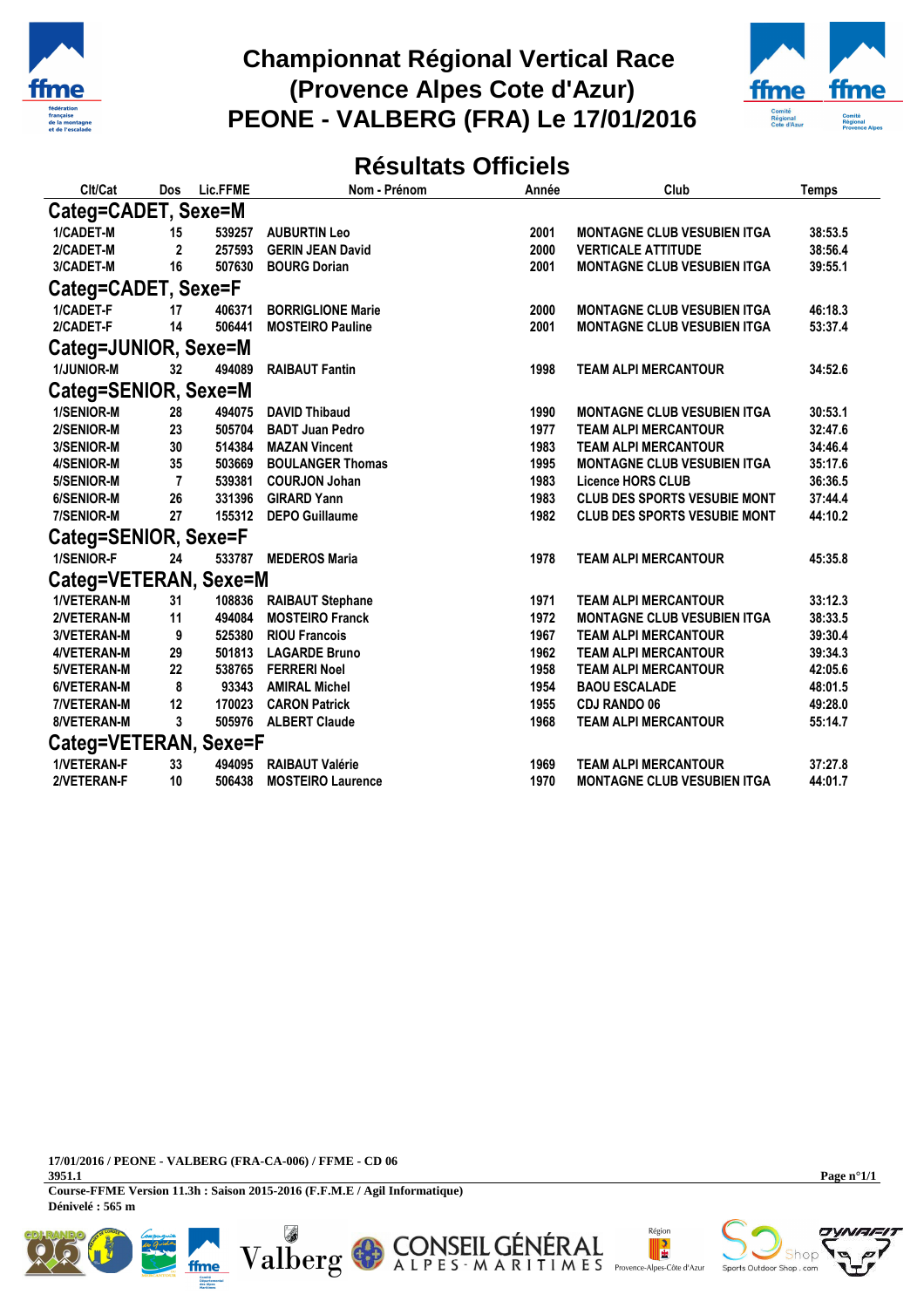# Championnat Régional Vertical Race
# (Provence Alpes Cote d'Azur)
# PEONE - VALBERG (FRA) Le 17/01/2016

## Résultats Officiels

| Clt/Cat | Dos | Lic.FFME | Nom - Prénom | Année | Club | Temps |
|---|---|---|---|---|---|---|
| **Categ=CADET, Sexe=M** | | | | | | |
| 1/CADET-M | 15 | 539257 | AUBURTIN Leo | 2001 | MONTAGNE CLUB VESUBIEN ITGA | 38:53.5 |
| 2/CADET-M | 2 | 257593 | GERIN JEAN David | 2000 | VERTICALE ATTITUDE | 38:56.4 |
| 3/CADET-M | 16 | 507630 | BOURG Dorian | 2001 | MONTAGNE CLUB VESUBIEN ITGA | 39:55.1 |
| **Categ=CADET, Sexe=F** | | | | | | |
| 1/CADET-F | 17 | 406371 | BORRIGLIONE Marie | 2000 | MONTAGNE CLUB VESUBIEN ITGA | 46:18.3 |
| 2/CADET-F | 14 | 506441 | MOSTEIRO Pauline | 2001 | MONTAGNE CLUB VESUBIEN ITGA | 53:37.4 |
| **Categ=JUNIOR, Sexe=M** | | | | | | |
| 1/JUNIOR-M | 32 | 494089 | RAIBAUT Fantin | 1998 | TEAM ALPI MERCANTOUR | 34:52.6 |
| **Categ=SENIOR, Sexe=M** | | | | | | |
| 1/SENIOR-M | 28 | 494075 | DAVID Thibaud | 1990 | MONTAGNE CLUB VESUBIEN ITGA | 30:53.1 |
| 2/SENIOR-M | 23 | 505704 | BADT Juan Pedro | 1977 | TEAM ALPI MERCANTOUR | 32:47.6 |
| 3/SENIOR-M | 30 | 514384 | MAZAN Vincent | 1983 | TEAM ALPI MERCANTOUR | 34:46.4 |
| 4/SENIOR-M | 35 | 503669 | BOULANGER Thomas | 1995 | MONTAGNE CLUB VESUBIEN ITGA | 35:17.6 |
| 5/SENIOR-M | 7 | 539381 | COURJON Johan | 1983 | Licence HORS CLUB | 36:36.5 |
| 6/SENIOR-M | 26 | 331396 | GIRARD Yann | 1983 | CLUB DES SPORTS VESUBIE MONT | 37:44.4 |
| 7/SENIOR-M | 27 | 155312 | DEPO Guillaume | 1982 | CLUB DES SPORTS VESUBIE MONT | 44:10.2 |
| **Categ=SENIOR, Sexe=F** | | | | | | |
| 1/SENIOR-F | 24 | 533787 | MEDEROS Maria | 1978 | TEAM ALPI MERCANTOUR | 45:35.8 |
| **Categ=VETERAN, Sexe=M** | | | | | | |
| 1/VETERAN-M | 31 | 108836 | RAIBAUT Stephane | 1971 | TEAM ALPI MERCANTOUR | 33:12.3 |
| 2/VETERAN-M | 11 | 494084 | MOSTEIRO Franck | 1972 | MONTAGNE CLUB VESUBIEN ITGA | 38:33.5 |
| 3/VETERAN-M | 9 | 525380 | RIOU Francois | 1967 | TEAM ALPI MERCANTOUR | 39:30.4 |
| 4/VETERAN-M | 29 | 501813 | LAGARDE Bruno | 1962 | TEAM ALPI MERCANTOUR | 39:34.3 |
| 5/VETERAN-M | 22 | 538765 | FERRERI Noel | 1958 | TEAM ALPI MERCANTOUR | 42:05.6 |
| 6/VETERAN-M | 8 | 93343 | AMIRAL Michel | 1954 | BAOU ESCALADE | 48:01.5 |
| 7/VETERAN-M | 12 | 170023 | CARON Patrick | 1955 | CDJ RANDO 06 | 49:28.0 |
| 8/VETERAN-M | 3 | 505976 | ALBERT Claude | 1968 | TEAM ALPI MERCANTOUR | 55:14.7 |
| **Categ=VETERAN, Sexe=F** | | | | | | |
| 1/VETERAN-F | 33 | 494095 | RAIBAUT Valérie | 1969 | TEAM ALPI MERCANTOUR | 37:27.8 |
| 2/VETERAN-F | 10 | 506438 | MOSTEIRO Laurence | 1970 | MONTAGNE CLUB VESUBIEN ITGA | 44:01.7 |

17/01/2016 / PEONE - VALBERG (FRA-CA-006) / FFME - CD 06
3951.1
Course-FFME Version 11.3h : Saison 2015-2016 (F.F.M.E / Agil Informatique)
Dénivelé : 565 m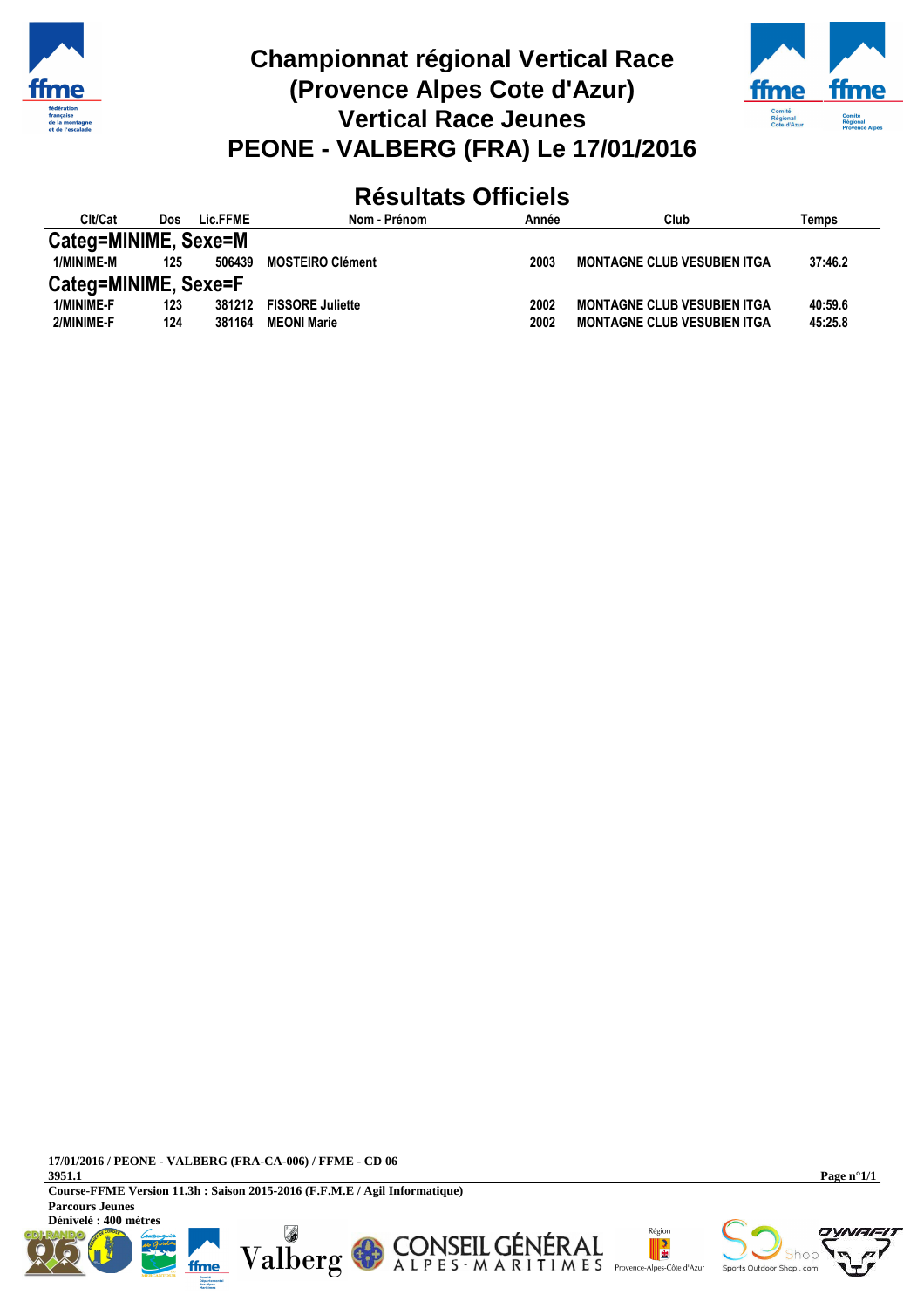# Championnat régional Vertical Race (Provence Alpes Cote d'Azur)
# Vertical Race Jeunes
# PEONE - VALBERG (FRA) Le 17/01/2016

## Résultats Officiels

| Clt/Cat | Dos | Lic.FFME | Nom - Prénom | Année | Club | Temps |
|---|---|---|---|---|---|---|
| **Categ=MINIME, Sexe=M** | | | | | | |
| 1/MINIME-M | 125 | 506439 | MOSTEIRO Clément | 2003 | MONTAGNE CLUB VESUBIEN ITGA | 37:46.2 |
| **Categ=MINIME, Sexe=F** | | | | | | |
| 1/MINIME-F | 123 | 381212 | FISSORE Juliette | 2002 | MONTAGNE CLUB VESUBIEN ITGA | 40:59.6 |
| 2/MINIME-F | 124 | 381164 | MEONI Marie | 2002 | MONTAGNE CLUB VESUBIEN ITGA | 45:25.8 |

17/01/2016 / PEONE - VALBERG (FRA-CA-006) / FFME - CD 06
3951.1
Course-FFME Version 11.3h : Saison 2015-2016 (F.F.M.E / Agil Informatique)
Parcours Jeunes
Dénivelé : 400 mètres